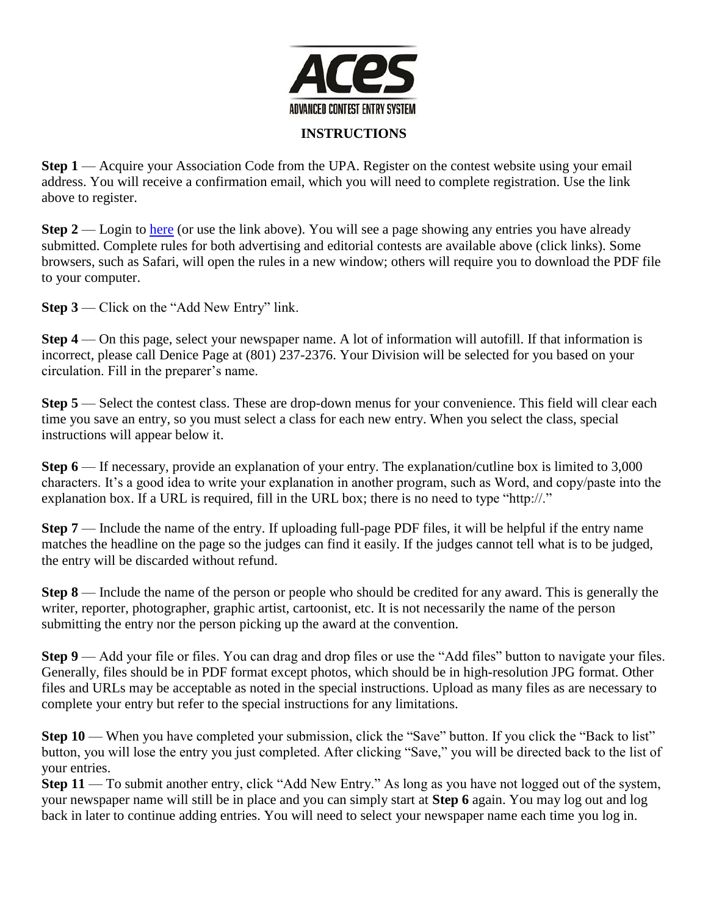# ACES

ADVANCED CONTEST ENTRY SYSTEM

## INSTRUCTIONS

**Step 1** — Acquire your Association Code from the UPA. Register on the contest website using your email address. You will receive a confirmation email, which you will need to complete registration. Use the link above to register.

**Step 2** — Login to here (or use the link above). You will see a page showing any entries you have already submitted. Complete rules for both advertising and editorial contests are available above (click links). Some browsers, such as Safari, will open the rules in a new window; others will require you to download the PDF file to your computer.

**Step 3** — Click on the "Add New Entry" link.

**Step 4** — On this page, select your newspaper name. A lot of information will autofill. If that information is incorrect, please call Denice Page at (801) 237-2376. Your Division will be selected for you based on your circulation. Fill in the preparer's name.

**Step 5** — Select the contest class. These are drop-down menus for your convenience. This field will clear each time you save an entry, so you must select a class for each new entry. When you select the class, special instructions will appear below it.

**Step 6** — If necessary, provide an explanation of your entry. The explanation/cutline box is limited to 3,000 characters. It's a good idea to write your explanation in another program, such as Word, and copy/paste into the explanation box. If a URL is required, fill in the URL box; there is no need to type "http://."

**Step 7** — Include the name of the entry. If uploading full-page PDF files, it will be helpful if the entry name matches the headline on the page so the judges can find it easily. If the judges cannot tell what is to be judged, the entry will be discarded without refund.

**Step 8** — Include the name of the person or people who should be credited for any award. This is generally the writer, reporter, photographer, graphic artist, cartoonist, etc. It is not necessarily the name of the person submitting the entry nor the person picking up the award at the convention.

**Step 9** — Add your file or files. You can drag and drop files or use the "Add files" button to navigate your files. Generally, files should be in PDF format except photos, which should be in high-resolution JPG format. Other files and URLs may be acceptable as noted in the special instructions. Upload as many files as are necessary to complete your entry but refer to the special instructions for any limitations.

**Step 10** — When you have completed your submission, click the "Save" button. If you click the "Back to list" button, you will lose the entry you just completed. After clicking "Save," you will be directed back to the list of your entries.

**Step 11** — To submit another entry, click "Add New Entry." As long as you have not logged out of the system, your newspaper name will still be in place and you can simply start at **Step 6** again. You may log out and log back in later to continue adding entries. You will need to select your newspaper name each time you log in.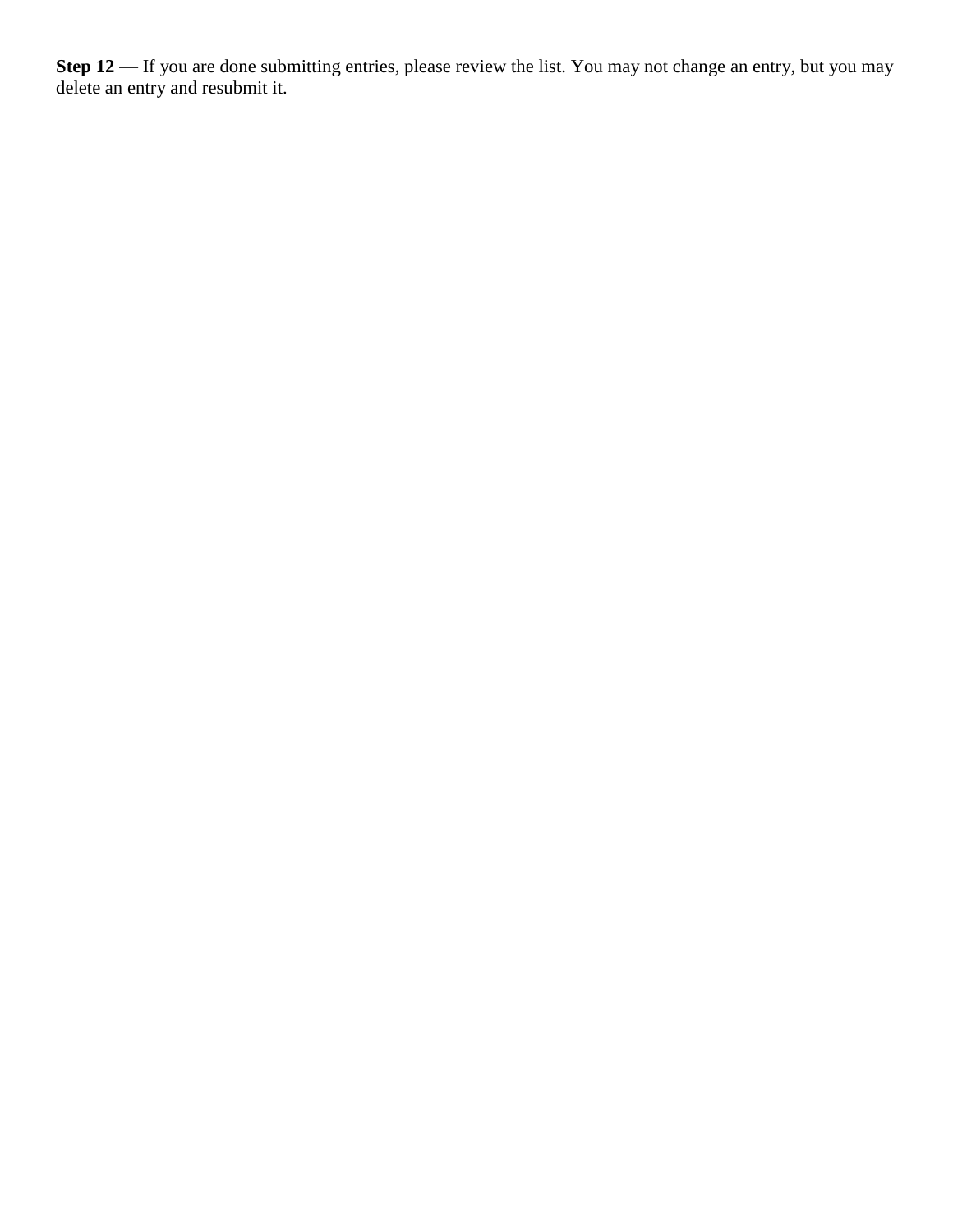**Step 12** — If you are done submitting entries, please review the list. You may not change an entry, but you may delete an entry and resubmit it.